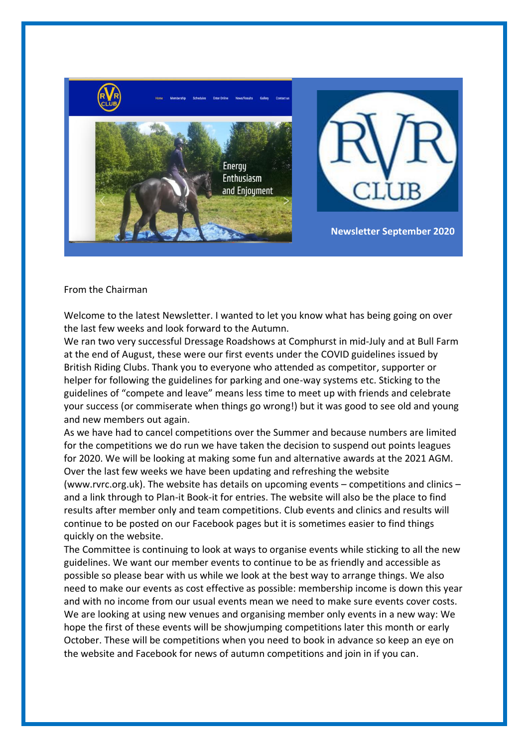**Newsletter September 2020**

From the Chairman

Welcome to the latest Newsletter. I wanted to let you know what has being going on over the last few weeks and look forward to the Autumn.

We ran two very successful Dressage Roadshows at Comphurst in mid-July and at Bull Farm at the end of August, these were our first events under the COVID guidelines issued by British Riding Clubs. Thank you to everyone who attended as competitor, supporter or helper for following the guidelines for parking and one-way systems etc. Sticking to the guidelines of "compete and leave" means less time to meet up with friends and celebrate your success (or commiserate when things go wrong!) but it was good to see old and young and new members out again.

As we have had to cancel competitions over the Summer and because numbers are limited for the competitions we do run we have taken the decision to suspend out points leagues for 2020. We will be looking at making some fun and alternative awards at the 2021 AGM.

Over the last few weeks we have been updating and refreshing the website (www.rvrc.org.uk). The website has details on upcoming events – competitions and clinics – and a link through to Plan-it Book-it for entries. The website will also be the place to find results after member only and team competitions. Club events and clinics and results will continue to be posted on our Facebook pages but it is sometimes easier to find things quickly on the website.

The Committee is continuing to look at ways to organise events while sticking to all the new guidelines. We want our member events to continue to be as friendly and accessible as possible so please bear with us while we look at the best way to arrange things. We also need to make our events as cost effective as possible: membership income is down this year and with no income from our usual events mean we need to make sure events cover costs. We are looking at using new venues and organising member only events in a new way: We hope the first of these events will be showjumping competitions later this month or early October. These will be competitions when you need to book in advance so keep an eye on the website and Facebook for news of autumn competitions and join in if you can.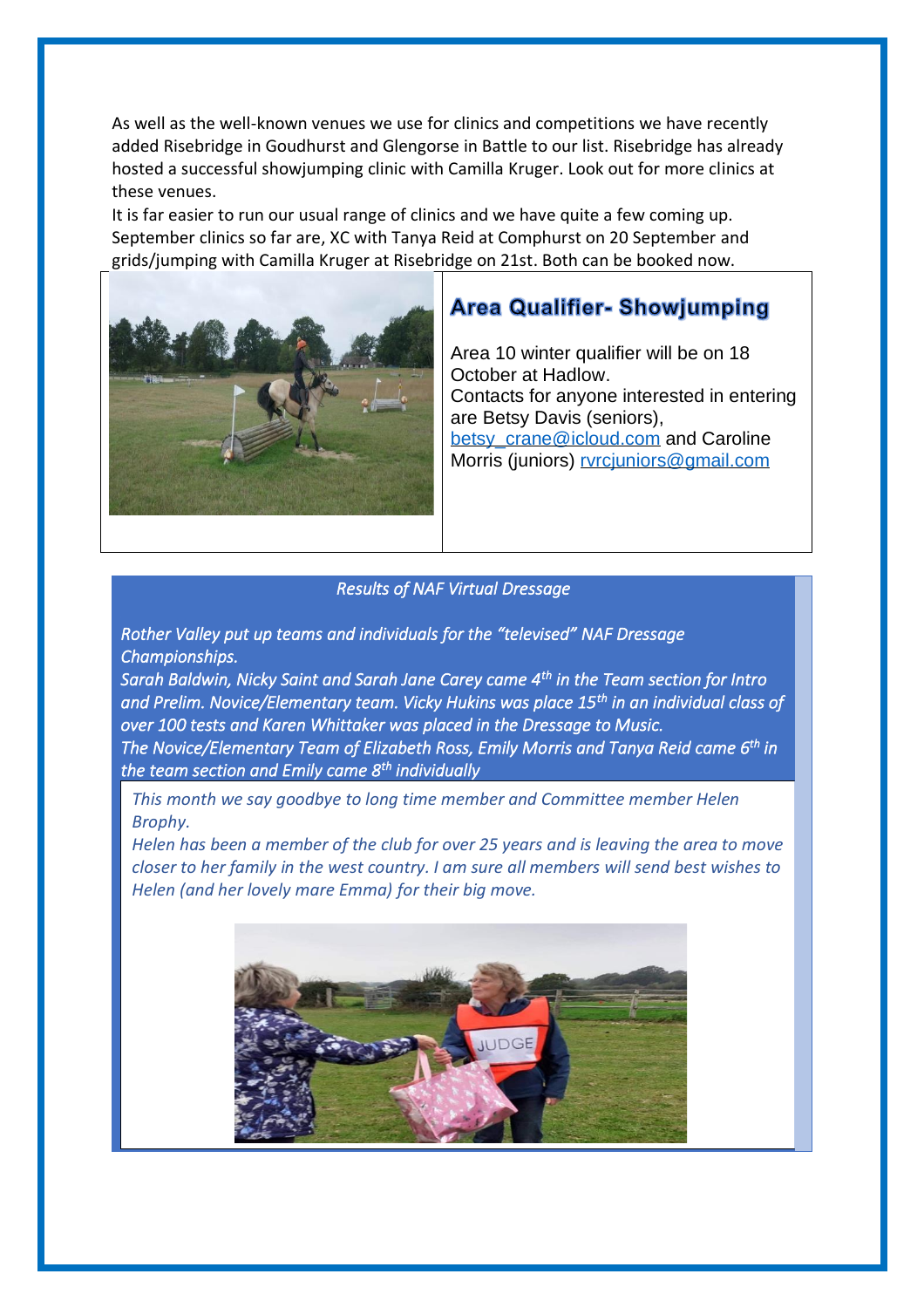As well as the well-known venues we use for clinics and competitions we have recently added Risebridge in Goudhurst and Glengorse in Battle to our list. Risebridge has already hosted a successful showjumping clinic with Camilla Kruger. Look out for more clinics at these venues.

It is far easier to run our usual range of clinics and we have quite a few coming up. September clinics so far are, XC with Tanya Reid at Comphurst on 20 September and grids/jumping with Camilla Kruger at Risebridge on 21st. Both can be booked now.

## Area Qualifier- Showjumping

Area 10 winter qualifier will be on 18 October at Hadlow.

Contacts for anyone interested in entering are Betsy Davis (seniors), betsy_crane@icloud.com and Caroline Morris (juniors) rvrcjuniors@gmail.com

*Results of NAF Virtual Dressage*

*Rother Valley put up teams and individuals for the "televised" NAF Dressage Championships.*

*Sarah Baldwin, Nicky Saint and Sarah Jane Carey came 4th in the Team section for Intro and Prelim. Novice/Elementary team. Vicky Hukins was place 15th in an individual class of over 100 tests and Karen Whittaker was placed in the Dressage to Music.*

*The Novice/Elementary Team of Elizabeth Ross, Emily Morris and Tanya Reid came 6th in the team section and Emily came 8th individually*

*This month we say goodbye to long time member and Committee member Helen Brophy.*

*Helen has been a member of the club for over 25 years and is leaving the area to move closer to her family in the west country. I am sure all members will send best wishes to Helen (and her lovely mare Emma) for their big move.*